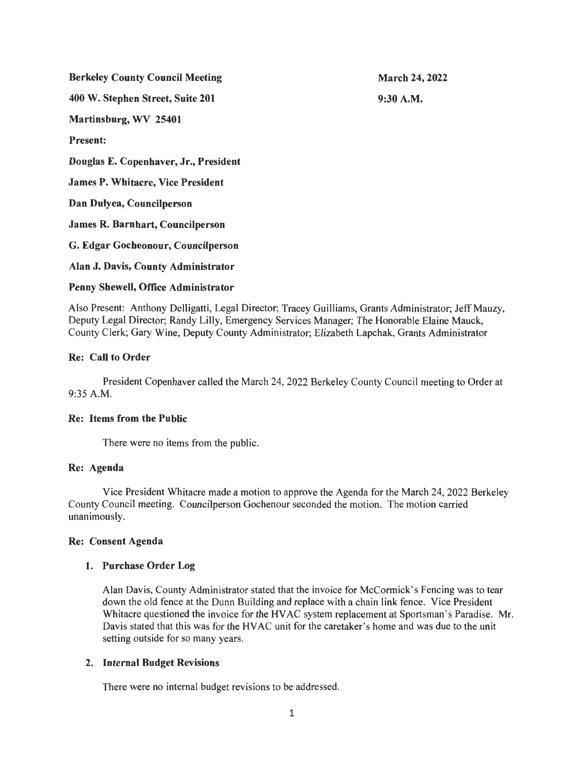**Berkeley County Council Meeting** **March 24, 2022**

**400 W. Stephen Street, Suite 201** **9:30 A.M.**

**Martinsburg, WV 25401**

**Present:**

**Douglas E. Copenhaver, Jr., President**

**James P. Whitacre, Vice President**

**Dan Dulyea, Councilperson**

**James R. Barnhart, Councilperson**

**G. Edgar Gocheonour, Councilperson**

**Alan J. Davis, County Administrator**

**Penny Shewell, Office Administrator**

Also Present: Anthony Delligatti, Legal Director; Tracey Guilliams, Grants Administrator; Jeff Mauzy, Deputy Legal Director; Randy Lilly, Emergency Services Manager; The Honorable Elaine Mauck, County Clerk; Gary Wine, Deputy County Administrator; Elizabeth Lapchak, Grants Administrator

## Re: Call to Order

President Copenhaver called the March 24, 2022 Berkeley County Council meeting to Order at 9:35 A.M.

## Re: Items from the Public

There were no items from the public.

## Re: Agenda

Vice President Whitacre made a motion to approve the Agenda for the March 24, 2022 Berkeley County Council meeting. Councilperson Gochenour seconded the motion. The motion carried unanimously.

## Re: Consent Agenda

### 1. Purchase Order Log

Alan Davis, County Administrator stated that the invoice for McCormick's Fencing was to tear down the old fence at the Dunn Building and replace with a chain link fence. Vice President Whitacre questioned the invoice for the HVAC system replacement at Sportsman's Paradise. Mr. Davis stated that this was for the HVAC unit for the caretaker's home and was due to the unit setting outside for so many years.

### 2. Internal Budget Revisions

There were no internal budget revisions to be addressed.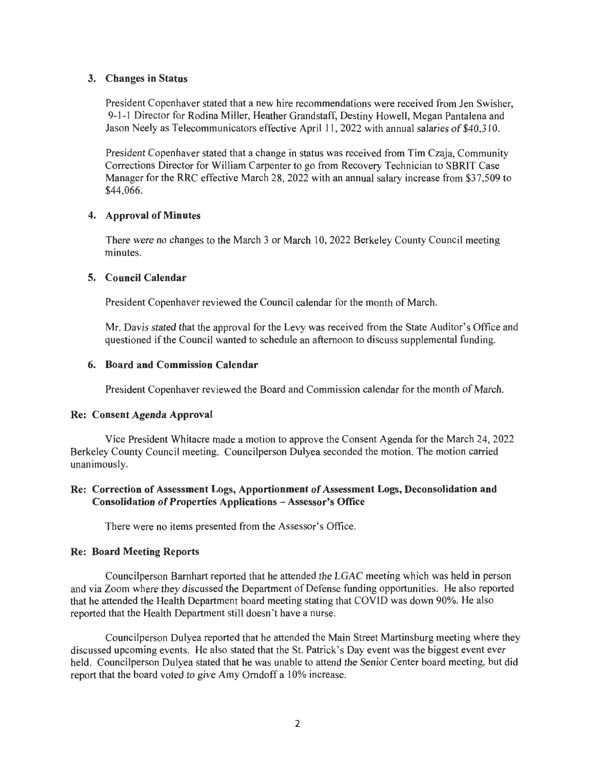### 3. Changes in Status

President Copenhaver stated that a new hire recommendations were received from Jen Swisher, 9-1-1 Director for Rodina Miller, Heather Grandstaff, Destiny Howell, Megan Pantalena and Jason Neely as Telecommunicators effective April 11, 2022 with annual salaries of $40,310.

President Copenhaver stated that a change in status was received from Tim Czaja, Community Corrections Director for William Carpenter to go from Recovery Technician to SBRIT Case Manager for the RRC effective March 28, 2022 with an annual salary increase from $37,509 to $44,066.

### 4. Approval of Minutes

There were no changes to the March 3 or March 10, 2022 Berkeley County Council meeting minutes.

### 5. Council Calendar

President Copenhaver reviewed the Council calendar for the month of March.

Mr. Davis stated that the approval for the Levy was received from the State Auditor's Office and questioned if the Council wanted to schedule an afternoon to discuss supplemental funding.

### 6. Board and Commission Calendar

President Copenhaver reviewed the Board and Commission calendar for the month of March.

**Re: Consent Agenda Approval**

Vice President Whitacre made a motion to approve the Consent Agenda for the March 24, 2022 Berkeley County Council meeting. Councilperson Dulyea seconded the motion. The motion carried unanimously.

**Re: Correction of Assessment Logs, Apportionment of Assessment Logs, Deconsolidation and Consolidation of Properties Applications – Assessor's Office**

There were no items presented from the Assessor's Office.

**Re: Board Meeting Reports**

Councilperson Barnhart reported that he attended the LGAC meeting which was held in person and via Zoom where they discussed the Department of Defense funding opportunities. He also reported that he attended the Health Department board meeting stating that COVID was down 90%. He also reported that the Health Department still doesn't have a nurse.

Councilperson Dulyea reported that he attended the Main Street Martinsburg meeting where they discussed upcoming events. He also stated that the St. Patrick's Day event was the biggest event ever held. Councilperson Dulyea stated that he was unable to attend the Senior Center board meeting, but did report that the board voted to give Amy Orndoff a 10% increase.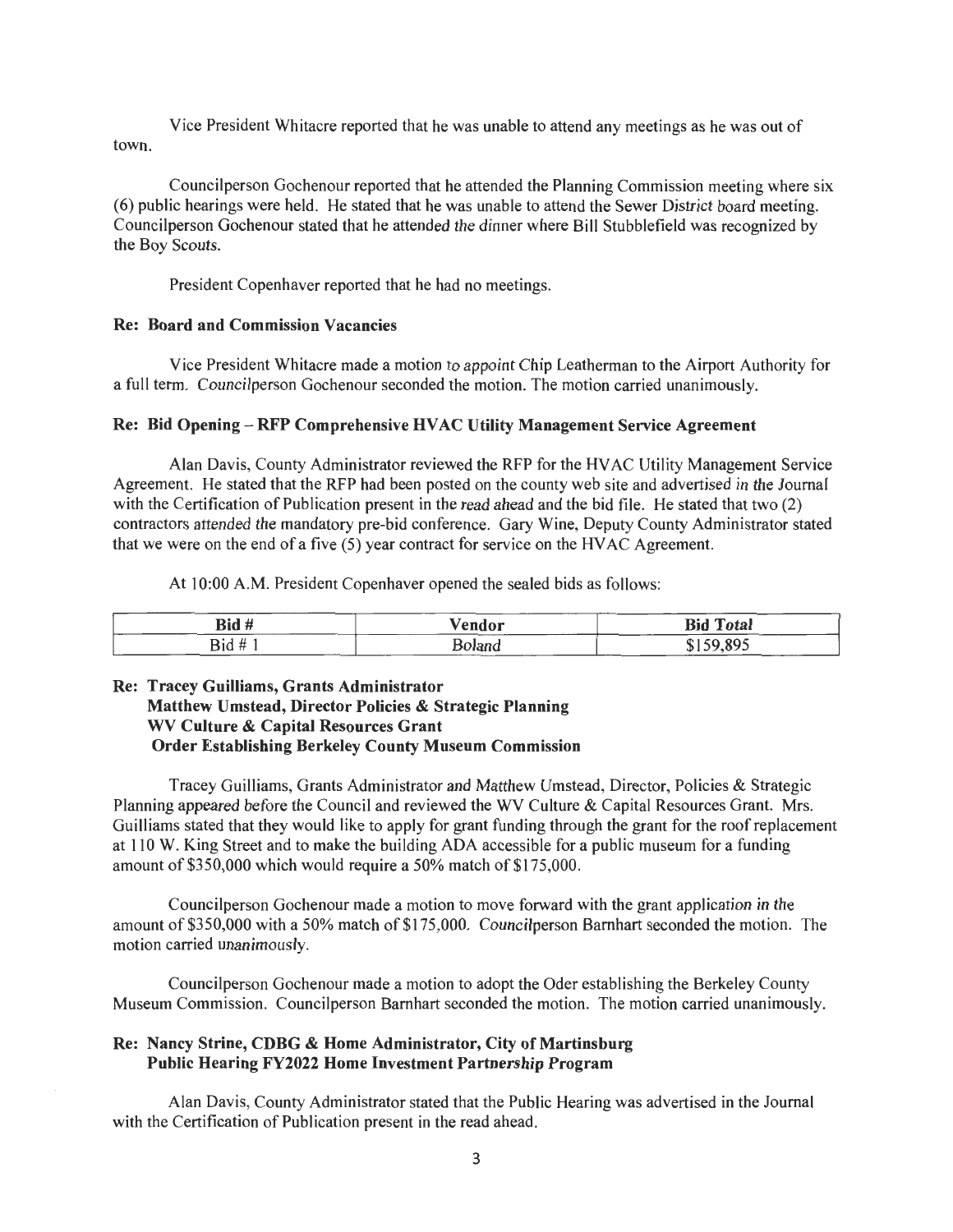Vice President Whitacre reported that he was unable to attend any meetings as he was out of town.

Councilperson Gochenour reported that he attended the Planning Commission meeting where six (6) public hearings were held. He stated that he was unable to attend the Sewer District board meeting. Councilperson Gochenour stated that he attended the dinner where Bill Stubblefield was recognized by the Boy Scouts.

President Copenhaver reported that he had no meetings.

**Re: Board and Commission Vacancies**

Vice President Whitacre made a motion to appoint Chip Leatherman to the Airport Authority for a full term. Councilperson Gochenour seconded the motion. The motion carried unanimously.

**Re: Bid Opening – RFP Comprehensive HVAC Utility Management Service Agreement**

Alan Davis, County Administrator reviewed the RFP for the HVAC Utility Management Service Agreement. He stated that the RFP had been posted on the county web site and advertised in the Journal with the Certification of Publication present in the read ahead and the bid file. He stated that two (2) contractors attended the mandatory pre-bid conference. Gary Wine, Deputy County Administrator stated that we were on the end of a five (5) year contract for service on the HVAC Agreement.

At 10:00 A.M. President Copenhaver opened the sealed bids as follows:

| Bid # | Vendor | Bid Total |
|---|---|---|
| Bid # 1 | Boland | $159,895 |

**Re: Tracey Guilliams, Grants Administrator**
**Matthew Umstead, Director Policies & Strategic Planning**
**WV Culture & Capital Resources Grant**
**Order Establishing Berkeley County Museum Commission**

Tracey Guilliams, Grants Administrator and Matthew Umstead, Director, Policies & Strategic Planning appeared before the Council and reviewed the WV Culture & Capital Resources Grant. Mrs. Guilliams stated that they would like to apply for grant funding through the grant for the roof replacement at 110 W. King Street and to make the building ADA accessible for a public museum for a funding amount of $350,000 which would require a 50% match of $175,000.

Councilperson Gochenour made a motion to move forward with the grant application in the amount of $350,000 with a 50% match of $175,000. Councilperson Barnhart seconded the motion. The motion carried unanimously.

Councilperson Gochenour made a motion to adopt the Oder establishing the Berkeley County Museum Commission. Councilperson Barnhart seconded the motion. The motion carried unanimously.

**Re: Nancy Strine, CDBG & Home Administrator, City of Martinsburg**
**Public Hearing FY2022 Home Investment Partnership Program**

Alan Davis, County Administrator stated that the Public Hearing was advertised in the Journal with the Certification of Publication present in the read ahead.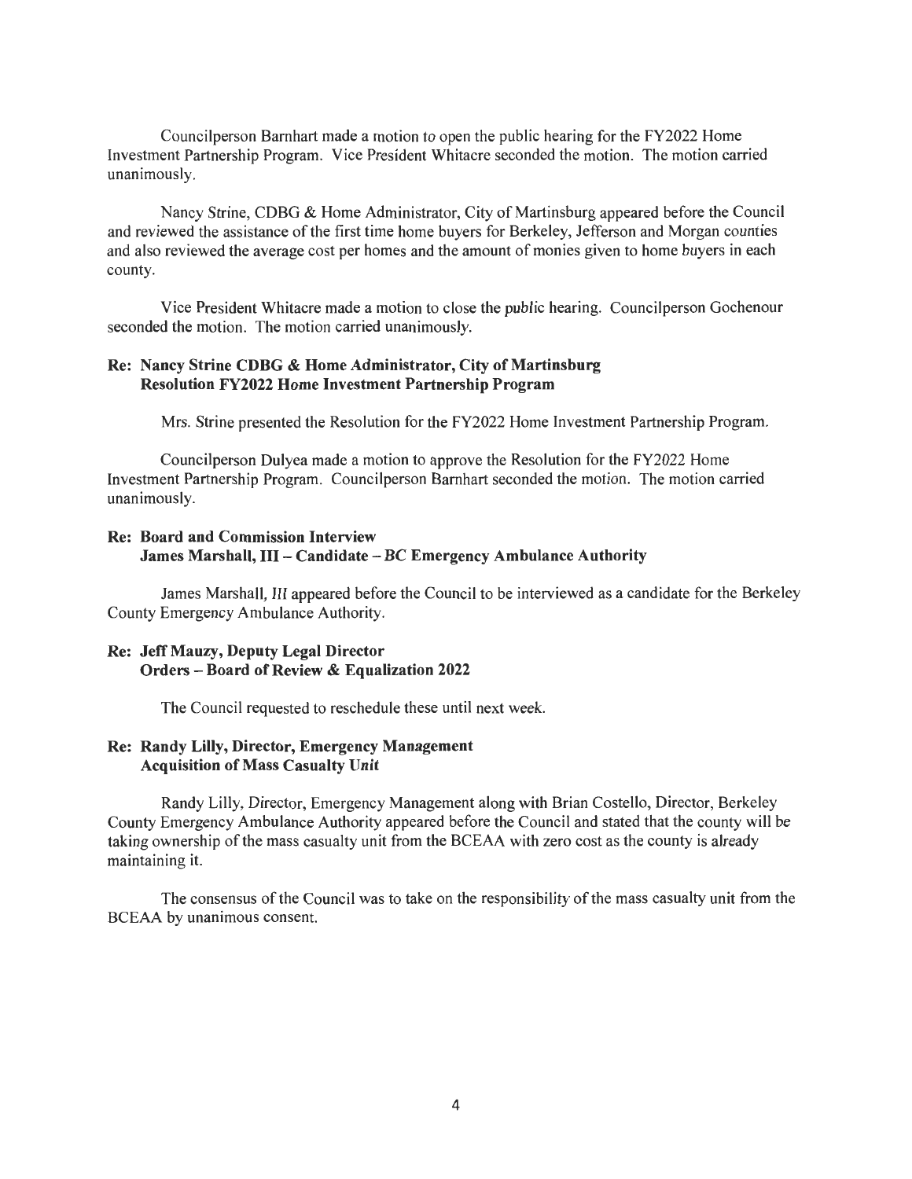Councilperson Barnhart made a motion to open the public hearing for the FY2022 Home Investment Partnership Program. Vice President Whitacre seconded the motion. The motion carried unanimously.

Nancy Strine, CDBG & Home Administrator, City of Martinsburg appeared before the Council and reviewed the assistance of the first time home buyers for Berkeley, Jefferson and Morgan counties and also reviewed the average cost per homes and the amount of monies given to home buyers in each county.

Vice President Whitacre made a motion to close the public hearing. Councilperson Gochenour seconded the motion. The motion carried unanimously.

**Re: Nancy Strine CDBG & Home Administrator, City of Martinsburg**
**Resolution FY2022 Home Investment Partnership Program**

Mrs. Strine presented the Resolution for the FY2022 Home Investment Partnership Program.

Councilperson Dulyea made a motion to approve the Resolution for the FY2022 Home Investment Partnership Program. Councilperson Barnhart seconded the motion. The motion carried unanimously.

**Re: Board and Commission Interview**
**James Marshall, III – Candidate – BC Emergency Ambulance Authority**

James Marshall, III appeared before the Council to be interviewed as a candidate for the Berkeley County Emergency Ambulance Authority.

**Re: Jeff Mauzy, Deputy Legal Director**
**Orders – Board of Review & Equalization 2022**

The Council requested to reschedule these until next week.

**Re: Randy Lilly, Director, Emergency Management**
**Acquisition of Mass Casualty Unit**

Randy Lilly, Director, Emergency Management along with Brian Costello, Director, Berkeley County Emergency Ambulance Authority appeared before the Council and stated that the county will be taking ownership of the mass casualty unit from the BCEAA with zero cost as the county is already maintaining it.

The consensus of the Council was to take on the responsibility of the mass casualty unit from the BCEAA by unanimous consent.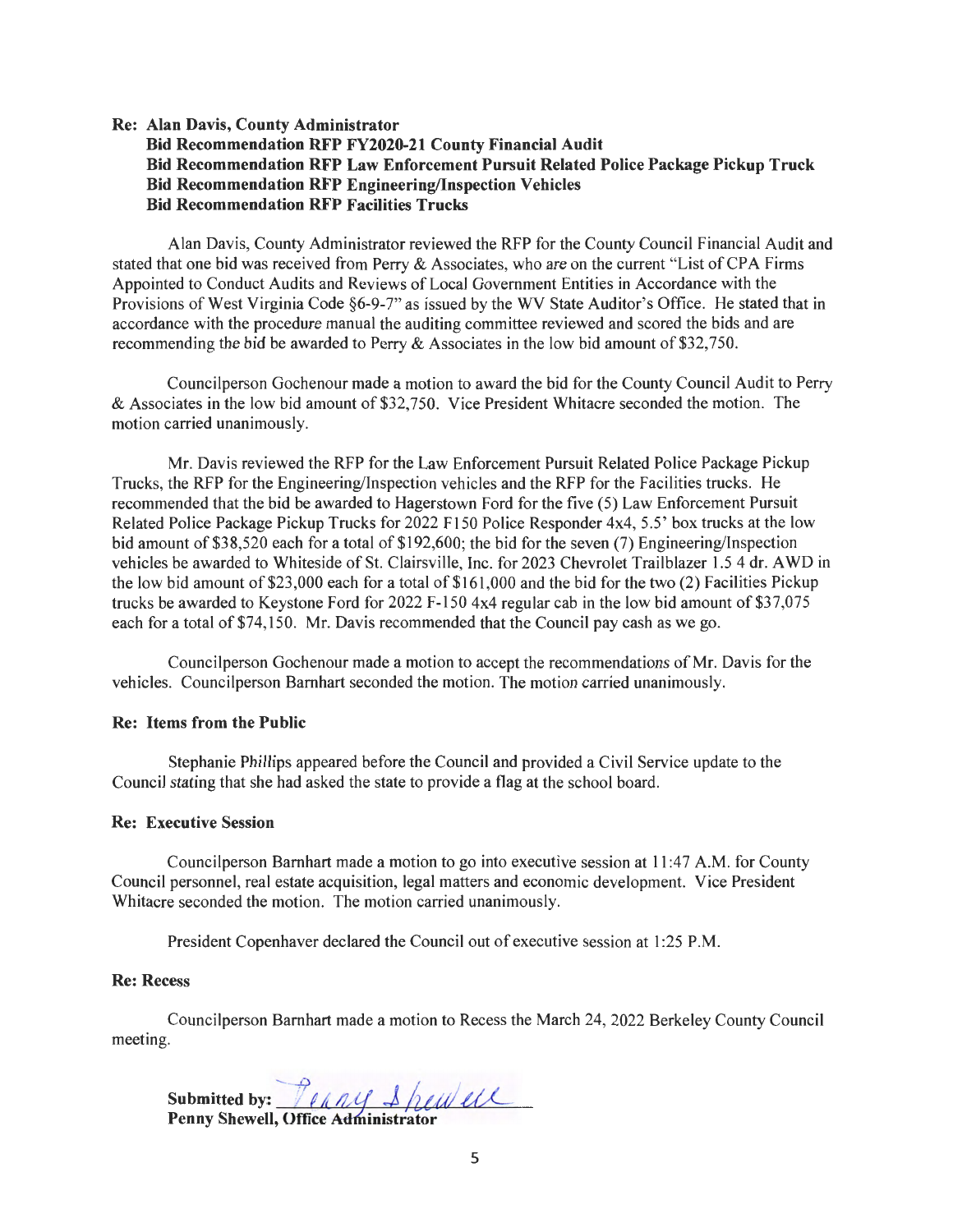**Re: Alan Davis, County Administrator**
**Bid Recommendation RFP FY2020-21 County Financial Audit**
**Bid Recommendation RFP Law Enforcement Pursuit Related Police Package Pickup Truck**
**Bid Recommendation RFP Engineering/Inspection Vehicles**
**Bid Recommendation RFP Facilities Trucks**

Alan Davis, County Administrator reviewed the RFP for the County Council Financial Audit and stated that one bid was received from Perry & Associates, who are on the current "List of CPA Firms Appointed to Conduct Audits and Reviews of Local Government Entities in Accordance with the Provisions of West Virginia Code §6-9-7" as issued by the WV State Auditor's Office. He stated that in accordance with the procedure manual the auditing committee reviewed and scored the bids and are recommending the bid be awarded to Perry & Associates in the low bid amount of $32,750.

Councilperson Gochenour made a motion to award the bid for the County Council Audit to Perry & Associates in the low bid amount of $32,750. Vice President Whitacre seconded the motion. The motion carried unanimously.

Mr. Davis reviewed the RFP for the Law Enforcement Pursuit Related Police Package Pickup Trucks, the RFP for the Engineering/Inspection vehicles and the RFP for the Facilities trucks. He recommended that the bid be awarded to Hagerstown Ford for the five (5) Law Enforcement Pursuit Related Police Package Pickup Trucks for 2022 F150 Police Responder 4x4, 5.5' box trucks at the low bid amount of $38,520 each for a total of $192,600; the bid for the seven (7) Engineering/Inspection vehicles be awarded to Whiteside of St. Clairsville, Inc. for 2023 Chevrolet Trailblazer 1.5 4 dr. AWD in the low bid amount of $23,000 each for a total of $161,000 and the bid for the two (2) Facilities Pickup trucks be awarded to Keystone Ford for 2022 F-150 4x4 regular cab in the low bid amount of $37,075 each for a total of $74,150. Mr. Davis recommended that the Council pay cash as we go.

Councilperson Gochenour made a motion to accept the recommendations of Mr. Davis for the vehicles. Councilperson Barnhart seconded the motion. The motion carried unanimously.

**Re: Items from the Public**

Stephanie Phillips appeared before the Council and provided a Civil Service update to the Council stating that she had asked the state to provide a flag at the school board.

**Re: Executive Session**

Councilperson Barnhart made a motion to go into executive session at 11:47 A.M. for County Council personnel, real estate acquisition, legal matters and economic development. Vice President Whitacre seconded the motion. The motion carried unanimously.

President Copenhaver declared the Council out of executive session at 1:25 P.M.

**Re: Recess**

Councilperson Barnhart made a motion to Recess the March 24, 2022 Berkeley County Council meeting.

**Submitted by:** *Penny Shewell*
**Penny Shewell, Office Administrator**